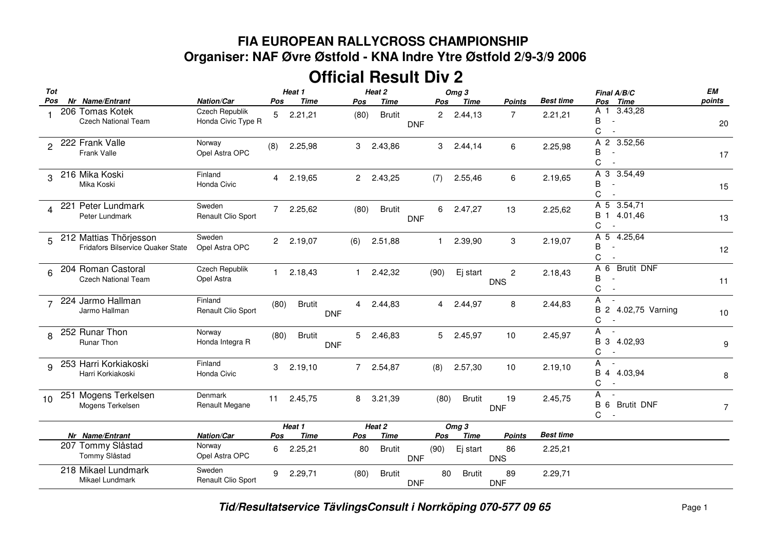# FIA EUROPEAN RALLYCROSS CHAMPIONSHIP

## Organiser: NAF Øvre Østfold - KNA Indre Ytre Østfold 2/9-3/9 2006

# Official Result Div 2

| Tot Pos | Nr | Name/Entrant | Nation/Car | Heat 1 Pos | Heat 1 Time | Heat 2 Pos | Heat 2 Time | Omg 3 Pos | Omg 3 Time | Points | Best time | Final A/B/C Pos Time | EM points |
|---|---|---|---|---|---|---|---|---|---|---|---|---|---|
| 1 | 206 | Tomas Kotek<br>Czech National Team | Czech Republik<br>Honda Civic Type R | 5 | 2.21,21 | (80) | Brutit DNF | 2 | 2.44,13 | 7 | 2.21,21 | A 1 3.43,28<br>B -<br>C - | 20 |
| 2 | 222 | Frank Valle<br>Frank Valle | Norway<br>Opel Astra OPC | (8) | 2.25,98 | 3 | 2.43,86 | 3 | 2.44,14 | 6 | 2.25,98 | A 2 3.52,56<br>B -<br>C - | 17 |
| 3 | 216 | Mika Koski<br>Mika Koski | Finland<br>Honda Civic | 4 | 2.19,65 | 2 | 2.43,25 | (7) | 2.55,46 | 6 | 2.19,65 | A 3 3.54,49<br>B -<br>C - | 15 |
| 4 | 221 | Peter Lundmark<br>Peter Lundmark | Sweden<br>Renault Clio Sport | 7 | 2.25,62 | (80) | Brutit DNF | 6 | 2.47,27 | 13 | 2.25,62 | A 5 3.54,71<br>B 1 4.01,46<br>C - | 13 |
| 5 | 212 | Mattias Thörjesson<br>Fridafors Bilservice Quaker State | Sweden<br>Opel Astra OPC | 2 | 2.19,07 | (6) | 2.51,88 | 1 | 2.39,90 | 3 | 2.19,07 | A 5 4.25,64<br>B -<br>C - | 12 |
| 6 | 204 | Roman Castoral<br>Czech National Team | Czech Republik<br>Opel Astra | 1 | 2.18,43 | 1 | 2.42,32 | (90) | Ej start | 2 DNS | 2.18,43 | A 6 Brutit DNF<br>B -<br>C - | 11 |
| 7 | 224 | Jarmo Hallman<br>Jarmo Hallman | Finland<br>Renault Clio Sport | (80) | Brutit DNF | 4 | 2.44,83 | 4 | 2.44,97 | 8 | 2.44,83 | A -<br>B 2 4.02,75 Varning<br>C - | 10 |
| 8 | 252 | Runar Thon<br>Runar Thon | Norway<br>Honda Integra R | (80) | Brutit DNF | 5 | 2.46,83 | 5 | 2.45,97 | 10 | 2.45,97 | A -<br>B 3 4.02,93<br>C - | 9 |
| 9 | 253 | Harri Korkiakoski<br>Harri Korkiakoski | Finland<br>Honda Civic | 3 | 2.19,10 | 7 | 2.54,87 | (8) | 2.57,30 | 10 | 2.19,10 | A -<br>B 4 4.03,94<br>C - | 8 |
| 10 | 251 | Mogens Terkelsen<br>Mogens Terkelsen | Denmark<br>Renault Megane | 11 | 2.45,75 | 8 | 3.21,39 | (80) | Brutit DNF | 19 | 2.45,75 | A -<br>B 6 Brutit DNF<br>C - | 7 |

| Nr | Name/Entrant | Nation/Car | Heat 1 Pos | Heat 1 Time | Heat 2 Pos | Heat 2 Time | Omg 3 Pos | Omg 3 Time | Points | Best time |
|---|---|---|---|---|---|---|---|---|---|---|
| 207 | Tommy Slåstad<br>Tommy Slåstad | Norway<br>Opel Astra OPC | 6 | 2.25,21 | 80 | Brutit DNF | (90) | Ej start | 86 DNS | 2.25,21 |
| 218 | Mikael Lundmark<br>Mikael Lundmark | Sweden<br>Renault Clio Sport | 9 | 2.29,71 | (80) | Brutit DNF | 80 | Brutit | 89 DNF | 2.29,71 |

*Tid/Resultatservice TävlingsConsult i Norrköping 070-577 09 65*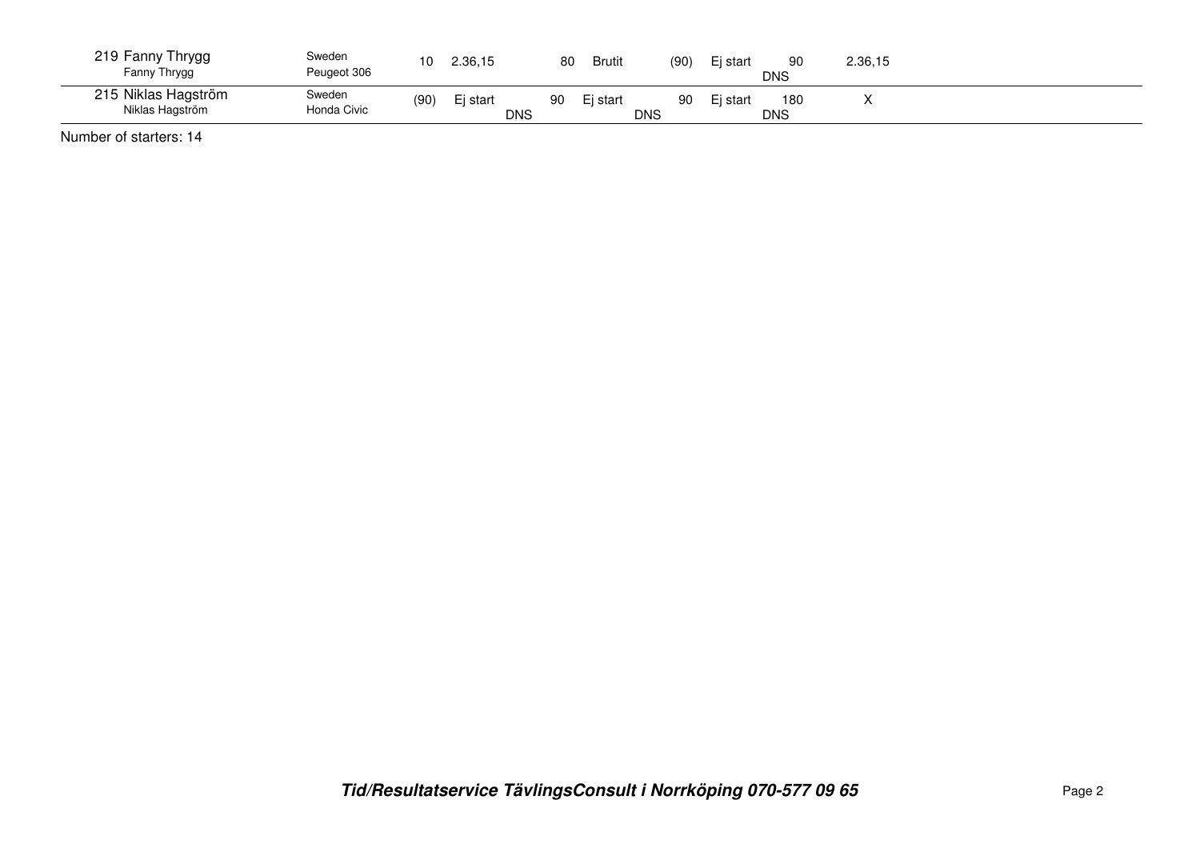| | | | | | | | | | | |
|---|---|---|---|---|---|---|---|---|---|---|
| 219 Fanny Thrygg<br>Fanny Thrygg | Sweden<br>Peugeot 306 | 10 | 2.36,15 | 80 | Brutit | (90) | Ej start | 90<br>DNS | 2.36,15 |
| 215 Niklas Hagström<br>Niklas Hagström | Sweden<br>Honda Civic | (90) | Ej start<br>DNS | 90 | Ej start<br>DNS | 90 | Ej start | 180<br>DNS | X |

Number of starters: 14

***Tid/Resultatservice TävlingsConsult i Norrköping 070-577 09 65***